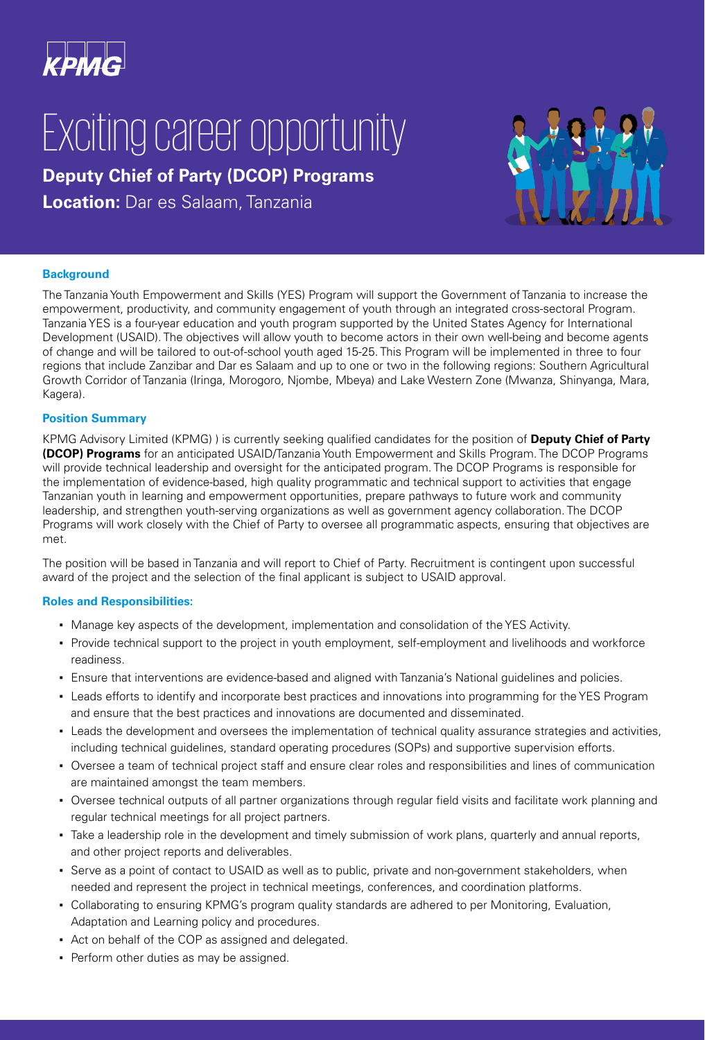KPMG

# Exciting career opportunity

**Deputy Chief of Party (DCOP) Programs**

**Location:** Dar es Salaam, Tanzania

### Background

The Tanzania Youth Empowerment and Skills (YES) Program will support the Government of Tanzania to increase the empowerment, productivity, and community engagement of youth through an integrated cross-sectoral Program. Tanzania YES is a four-year education and youth program supported by the United States Agency for International Development (USAID). The objectives will allow youth to become actors in their own well-being and become agents of change and will be tailored to out-of-school youth aged 15-25. This Program will be implemented in three to four regions that include Zanzibar and Dar es Salaam and up to one or two in the following regions: Southern Agricultural Growth Corridor of Tanzania (Iringa, Morogoro, Njombe, Mbeya) and Lake Western Zone (Mwanza, Shinyanga, Mara, Kagera).

### Position Summary

KPMG Advisory Limited (KPMG) ) is currently seeking qualified candidates for the position of **Deputy Chief of Party (DCOP) Programs** for an anticipated USAID/Tanzania Youth Empowerment and Skills Program. The DCOP Programs will provide technical leadership and oversight for the anticipated program. The DCOP Programs is responsible for the implementation of evidence-based, high quality programmatic and technical support to activities that engage Tanzanian youth in learning and empowerment opportunities, prepare pathways to future work and community leadership, and strengthen youth-serving organizations as well as government agency collaboration. The DCOP Programs will work closely with the Chief of Party to oversee all programmatic aspects, ensuring that objectives are met.

The position will be based in Tanzania and will report to Chief of Party. Recruitment is contingent upon successful award of the project and the selection of the final applicant is subject to USAID approval.

### Roles and Responsibilities:

- Manage key aspects of the development, implementation and consolidation of the YES Activity.
- Provide technical support to the project in youth employment, self-employment and livelihoods and workforce readiness.
- Ensure that interventions are evidence-based and aligned with Tanzania's National guidelines and policies.
- Leads efforts to identify and incorporate best practices and innovations into programming for the YES Program and ensure that the best practices and innovations are documented and disseminated.
- Leads the development and oversees the implementation of technical quality assurance strategies and activities, including technical guidelines, standard operating procedures (SOPs) and supportive supervision efforts.
- Oversee a team of technical project staff and ensure clear roles and responsibilities and lines of communication are maintained amongst the team members.
- Oversee technical outputs of all partner organizations through regular field visits and facilitate work planning and regular technical meetings for all project partners.
- Take a leadership role in the development and timely submission of work plans, quarterly and annual reports, and other project reports and deliverables.
- Serve as a point of contact to USAID as well as to public, private and non-government stakeholders, when needed and represent the project in technical meetings, conferences, and coordination platforms.
- Collaborating to ensuring KPMG's program quality standards are adhered to per Monitoring, Evaluation, Adaptation and Learning policy and procedures.
- Act on behalf of the COP as assigned and delegated.
- Perform other duties as may be assigned.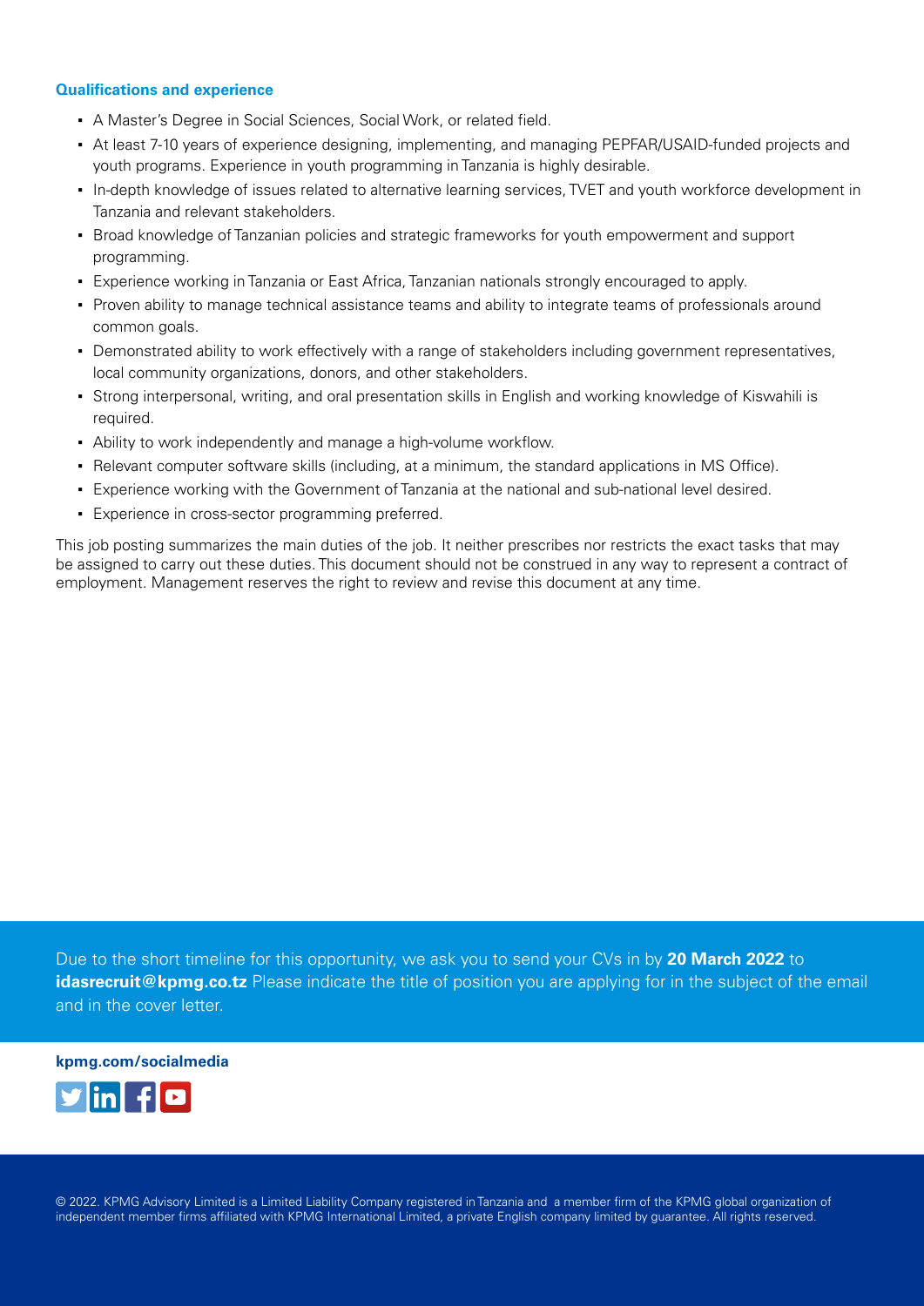**Qualifications and experience**

- A Master's Degree in Social Sciences, Social Work, or related field.
- At least 7-10 years of experience designing, implementing, and managing PEPFAR/USAID-funded projects and youth programs. Experience in youth programming in Tanzania is highly desirable.
- In-depth knowledge of issues related to alternative learning services, TVET and youth workforce development in Tanzania and relevant stakeholders.
- Broad knowledge of Tanzanian policies and strategic frameworks for youth empowerment and support programming.
- Experience working in Tanzania or East Africa, Tanzanian nationals strongly encouraged to apply.
- Proven ability to manage technical assistance teams and ability to integrate teams of professionals around common goals.
- Demonstrated ability to work effectively with a range of stakeholders including government representatives, local community organizations, donors, and other stakeholders.
- Strong interpersonal, writing, and oral presentation skills in English and working knowledge of Kiswahili is required.
- Ability to work independently and manage a high-volume workflow.
- Relevant computer software skills (including, at a minimum, the standard applications in MS Office).
- Experience working with the Government of Tanzania at the national and sub-national level desired.
- Experience in cross-sector programming preferred.

This job posting summarizes the main duties of the job. It neither prescribes nor restricts the exact tasks that may be assigned to carry out these duties. This document should not be construed in any way to represent a contract of employment. Management reserves the right to review and revise this document at any time.

Due to the short timeline for this opportunity, we ask you to send your CVs in by **20 March 2022** to **idasrecruit@kpmg.co.tz** Please indicate the title of position you are applying for in the subject of the email and in the cover letter.

**kpmg.com/socialmedia**

© 2022. KPMG Advisory Limited is a Limited Liability Company registered in Tanzania and a member firm of the KPMG global organization of independent member firms affiliated with KPMG International Limited, a private English company limited by guarantee. All rights reserved.